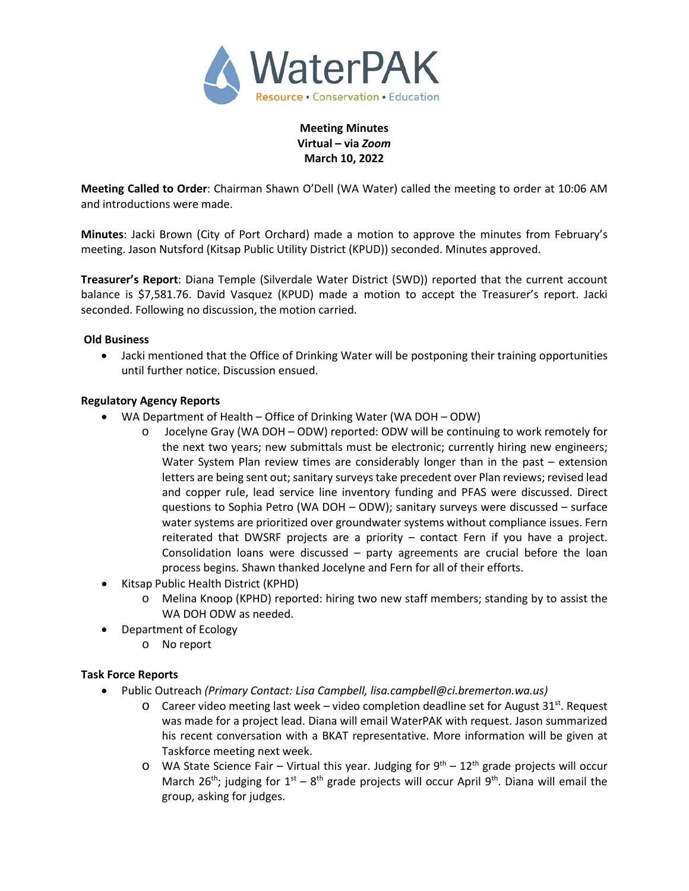WaterPAK

Resource • Conservation • Education

**Meeting Minutes**
**Virtual – via *Zoom***
**March 10, 2022**

**Meeting Called to Order**: Chairman Shawn O'Dell (WA Water) called the meeting to order at 10:06 AM and introductions were made.

**Minutes**: Jacki Brown (City of Port Orchard) made a motion to approve the minutes from February's meeting. Jason Nutsford (Kitsap Public Utility District (KPUD)) seconded. Minutes approved.

**Treasurer's Report**: Diana Temple (Silverdale Water District (SWD)) reported that the current account balance is $7,581.76. David Vasquez (KPUD) made a motion to accept the Treasurer's report. Jacki seconded. Following no discussion, the motion carried.

**Old Business**

- Jacki mentioned that the Office of Drinking Water will be postponing their training opportunities until further notice. Discussion ensued.

**Regulatory Agency Reports**

- WA Department of Health – Office of Drinking Water (WA DOH – ODW)
  - Jocelyne Gray (WA DOH – ODW) reported: ODW will be continuing to work remotely for the next two years; new submittals must be electronic; currently hiring new engineers; Water System Plan review times are considerably longer than in the past – extension letters are being sent out; sanitary surveys take precedent over Plan reviews; revised lead and copper rule, lead service line inventory funding and PFAS were discussed. Direct questions to Sophia Petro (WA DOH – ODW); sanitary surveys were discussed – surface water systems are prioritized over groundwater systems without compliance issues. Fern reiterated that DWSRF projects are a priority – contact Fern if you have a project. Consolidation loans were discussed – party agreements are crucial before the loan process begins. Shawn thanked Jocelyne and Fern for all of their efforts.
- Kitsap Public Health District (KPHD)
  - Melina Knoop (KPHD) reported: hiring two new staff members; standing by to assist the WA DOH ODW as needed.
- Department of Ecology
  - No report

**Task Force Reports**

- Public Outreach *(Primary Contact: Lisa Campbell, lisa.campbell@ci.bremerton.wa.us)*
  - Career video meeting last week – video completion deadline set for August 31st. Request was made for a project lead. Diana will email WaterPAK with request. Jason summarized his recent conversation with a BKAT representative. More information will be given at Taskforce meeting next week.
  - WA State Science Fair – Virtual this year. Judging for 9th – 12th grade projects will occur March 26th; judging for 1st – 8th grade projects will occur April 9th. Diana will email the group, asking for judges.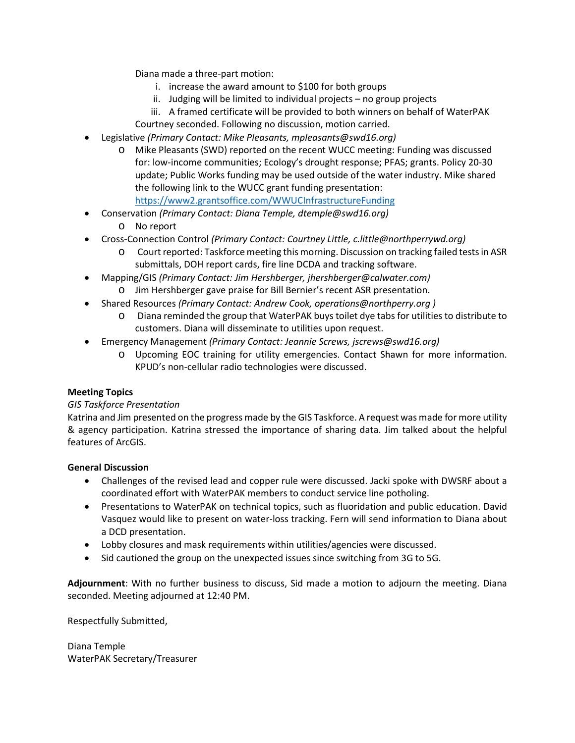Diana made a three-part motion:

i. increase the award amount to $100 for both groups
ii. Judging will be limited to individual projects – no group projects
iii. A framed certificate will be provided to both winners on behalf of WaterPAK

Courtney seconded. Following no discussion, motion carried.

- Legislative *(Primary Contact: Mike Pleasants, mpleasants@swd16.org)*
  - Mike Pleasants (SWD) reported on the recent WUCC meeting: Funding was discussed for: low-income communities; Ecology's drought response; PFAS; grants. Policy 20-30 update; Public Works funding may be used outside of the water industry. Mike shared the following link to the WUCC grant funding presentation: https://www2.grantsoffice.com/WWUCInfrastructureFunding
- Conservation *(Primary Contact: Diana Temple, dtemple@swd16.org)*
  - No report
- Cross-Connection Control *(Primary Contact: Courtney Little, c.little@northperrywd.org)*
  - Court reported: Taskforce meeting this morning. Discussion on tracking failed tests in ASR submittals, DOH report cards, fire line DCDA and tracking software.
- Mapping/GIS *(Primary Contact: Jim Hershberger, jhershberger@calwater.com)*
  - Jim Hershberger gave praise for Bill Bernier's recent ASR presentation.
- Shared Resources *(Primary Contact: Andrew Cook, operations@northperry.org )*
  - Diana reminded the group that WaterPAK buys toilet dye tabs for utilities to distribute to customers. Diana will disseminate to utilities upon request.
- Emergency Management *(Primary Contact: Jeannie Screws, jscrews@swd16.org)*
  - Upcoming EOC training for utility emergencies. Contact Shawn for more information. KPUD's non-cellular radio technologies were discussed.

**Meeting Topics**

*GIS Taskforce Presentation*

Katrina and Jim presented on the progress made by the GIS Taskforce. A request was made for more utility & agency participation. Katrina stressed the importance of sharing data. Jim talked about the helpful features of ArcGIS.

**General Discussion**

- Challenges of the revised lead and copper rule were discussed. Jacki spoke with DWSRF about a coordinated effort with WaterPAK members to conduct service line potholing.
- Presentations to WaterPAK on technical topics, such as fluoridation and public education. David Vasquez would like to present on water-loss tracking. Fern will send information to Diana about a DCD presentation.
- Lobby closures and mask requirements within utilities/agencies were discussed.
- Sid cautioned the group on the unexpected issues since switching from 3G to 5G.

**Adjournment**: With no further business to discuss, Sid made a motion to adjourn the meeting. Diana seconded. Meeting adjourned at 12:40 PM.

Respectfully Submitted,

Diana Temple
WaterPAK Secretary/Treasurer